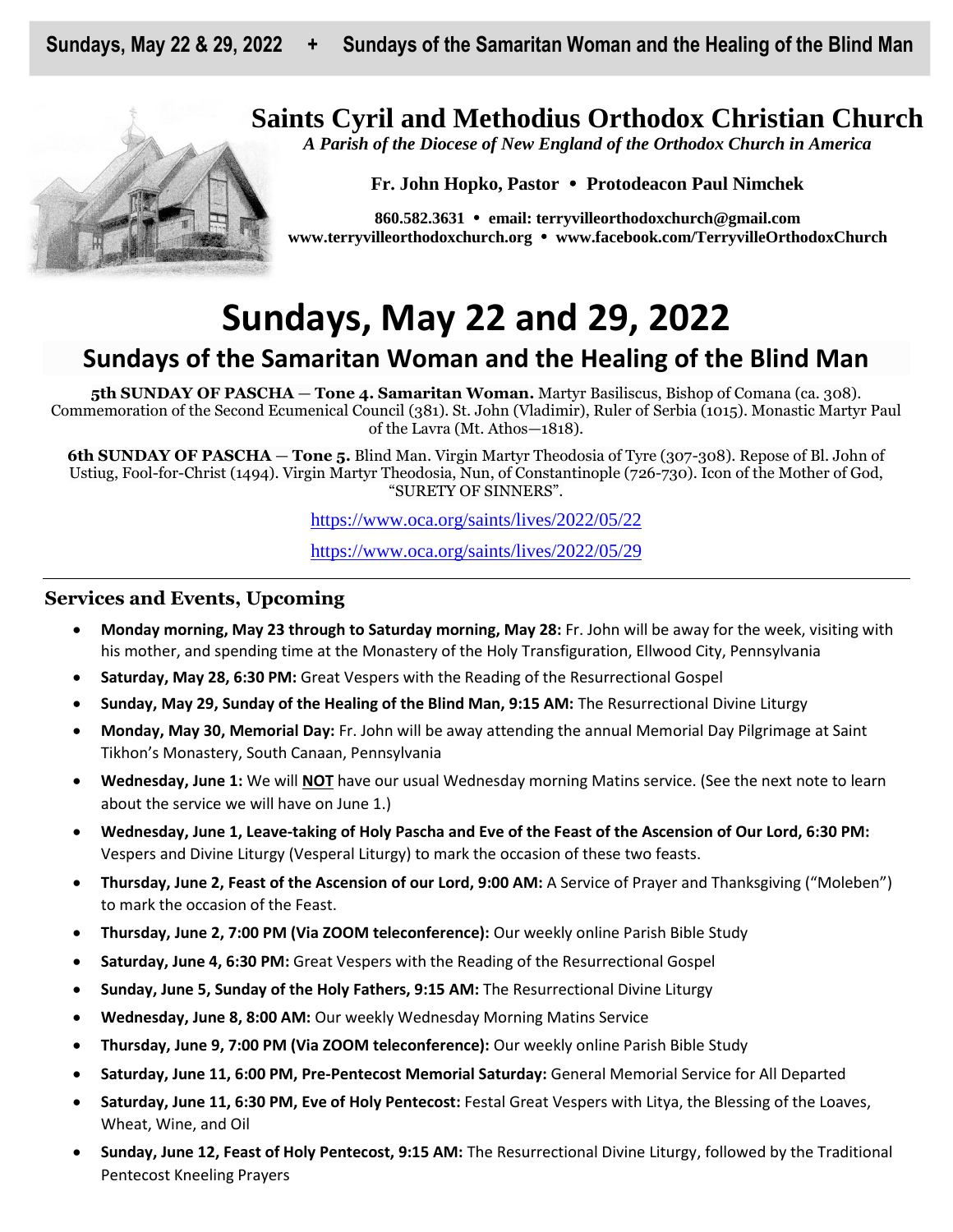Sundays, May 22 & 29, 2022 + Sundays of the Samaritan Woman and the Healing of the Blind Man

# Saints Cyril and Methodius Orthodox Christian Church

*A Parish of the Diocese of New England of the Orthodox Church in America*

**Fr. John Hopko, Pastor • Protodeacon Paul Nimchek**

**860.582.3631 • email: terryvilleorthodoxchurch@gmail.com**
**www.terryvilleorthodoxchurch.org • www.facebook.com/TerryvilleOrthodoxChurch**

# Sundays, May 22 and 29, 2022

## Sundays of the Samaritan Woman and the Healing of the Blind Man

**5th SUNDAY OF PASCHA — Tone 4. Samaritan Woman.** Martyr Basiliscus, Bishop of Comana (ca. 308). Commemoration of the Second Ecumenical Council (381). St. John (Vladimir), Ruler of Serbia (1015). Monastic Martyr Paul of the Lavra (Mt. Athos—1818).

**6th SUNDAY OF PASCHA — Tone 5.** Blind Man. Virgin Martyr Theodosia of Tyre (307-308). Repose of Bl. John of Ustiug, Fool-for-Christ (1494). Virgin Martyr Theodosia, Nun, of Constantinople (726-730). Icon of the Mother of God, "SURETY OF SINNERS".

https://www.oca.org/saints/lives/2022/05/22

https://www.oca.org/saints/lives/2022/05/29

---

### Services and Events, Upcoming

- **Monday morning, May 23 through to Saturday morning, May 28:** Fr. John will be away for the week, visiting with his mother, and spending time at the Monastery of the Holy Transfiguration, Ellwood City, Pennsylvania
- **Saturday, May 28, 6:30 PM:** Great Vespers with the Reading of the Resurrectional Gospel
- **Sunday, May 29, Sunday of the Healing of the Blind Man, 9:15 AM:** The Resurrectional Divine Liturgy
- **Monday, May 30, Memorial Day:** Fr. John will be away attending the annual Memorial Day Pilgrimage at Saint Tikhon's Monastery, South Canaan, Pennsylvania
- **Wednesday, June 1:** We will **NOT** have our usual Wednesday morning Matins service. (See the next note to learn about the service we will have on June 1.)
- **Wednesday, June 1, Leave-taking of Holy Pascha and Eve of the Feast of the Ascension of Our Lord, 6:30 PM:** Vespers and Divine Liturgy (Vesperal Liturgy) to mark the occasion of these two feasts.
- **Thursday, June 2, Feast of the Ascension of our Lord, 9:00 AM:** A Service of Prayer and Thanksgiving ("Moleben") to mark the occasion of the Feast.
- **Thursday, June 2, 7:00 PM (Via ZOOM teleconference):** Our weekly online Parish Bible Study
- **Saturday, June 4, 6:30 PM:** Great Vespers with the Reading of the Resurrectional Gospel
- **Sunday, June 5, Sunday of the Holy Fathers, 9:15 AM:** The Resurrectional Divine Liturgy
- **Wednesday, June 8, 8:00 AM:** Our weekly Wednesday Morning Matins Service
- **Thursday, June 9, 7:00 PM (Via ZOOM teleconference):** Our weekly online Parish Bible Study
- **Saturday, June 11, 6:00 PM, Pre-Pentecost Memorial Saturday:** General Memorial Service for All Departed
- **Saturday, June 11, 6:30 PM, Eve of Holy Pentecost:** Festal Great Vespers with Litya, the Blessing of the Loaves, Wheat, Wine, and Oil
- **Sunday, June 12, Feast of Holy Pentecost, 9:15 AM:** The Resurrectional Divine Liturgy, followed by the Traditional Pentecost Kneeling Prayers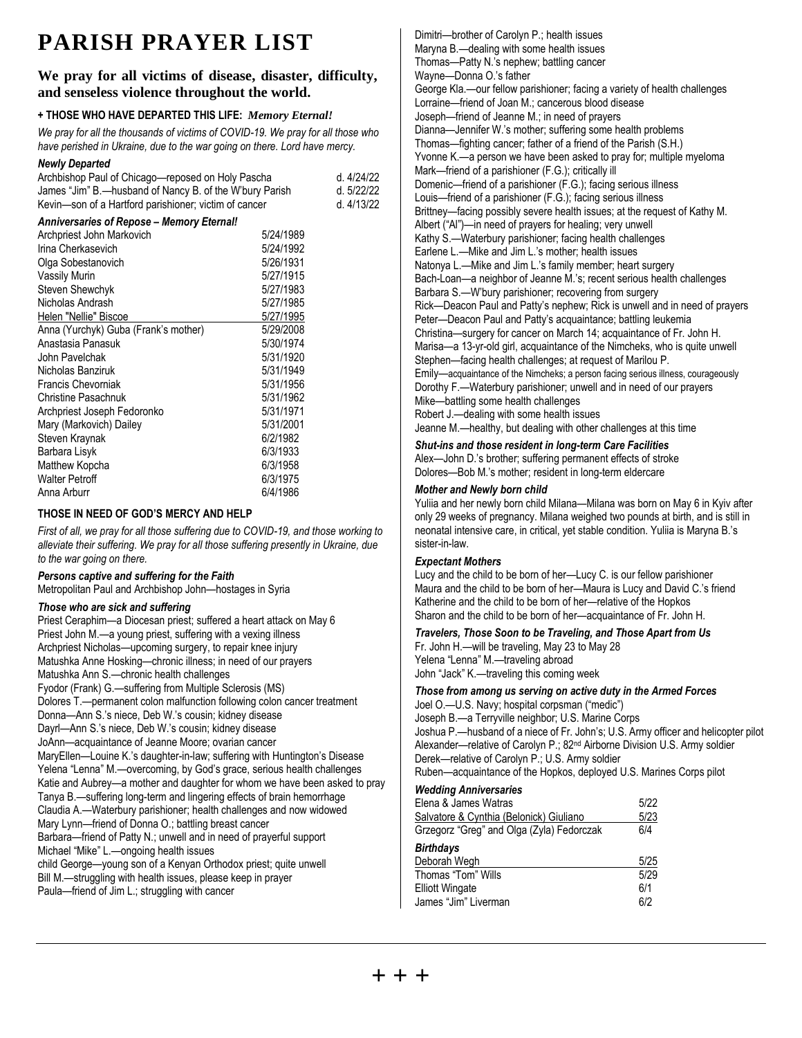# PARISH PRAYER LIST

## We pray for all victims of disease, disaster, difficulty, and senseless violence throughout the world.

### + THOSE WHO HAVE DEPARTED THIS LIFE: *Memory Eternal!*

*We pray for all the thousands of victims of COVID-19. We pray for all those who have perished in Ukraine, due to the war going on there. Lord have mercy.*

***Newly Departed***

| | |
|---|---|
| Archbishop Paul of Chicago—reposed on Holy Pascha | d. 4/24/22 |
| James "Jim" B.—husband of Nancy B. of the W'bury Parish | d. 5/22/22 |
| Kevin—son of a Hartford parishioner; victim of cancer | d. 4/13/22 |

***Anniversaries of Repose – Memory Eternal!***

| | |
|---|---|
| Archpriest John Markovich | 5/24/1989 |
| Irina Cherkasevich | 5/24/1992 |
| Olga Sobestanovich | 5/26/1931 |
| Vassily Murin | 5/27/1915 |
| Steven Shewchyk | 5/27/1983 |
| Nicholas Andrash | 5/27/1985 |
| Helen "Nellie" Biscoe | 5/27/1995 |
| Anna (Yurchyk) Guba (Frank's mother) | 5/29/2008 |
| Anastasia Panasuk | 5/30/1974 |
| John Pavelchak | 5/31/1920 |
| Nicholas Banziruk | 5/31/1949 |
| Francis Chevorniak | 5/31/1956 |
| Christine Pasachnuk | 5/31/1962 |
| Archpriest Joseph Fedoronko | 5/31/1971 |
| Mary (Markovich) Dailey | 5/31/2001 |
| Steven Kraynak | 6/2/1982 |
| Barbara Lisyk | 6/3/1933 |
| Matthew Kopcha | 6/3/1958 |
| Walter Petroff | 6/3/1975 |
| Anna Arburr | 6/4/1986 |

### THOSE IN NEED OF GOD'S MERCY AND HELP

*First of all, we pray for all those suffering due to COVID-19, and those working to alleviate their suffering. We pray for all those suffering presently in Ukraine, due to the war going on there.*

***Persons captive and suffering for the Faith***

Metropolitan Paul and Archbishop John—hostages in Syria

***Those who are sick and suffering***

Priest Ceraphim—a Diocesan priest; suffered a heart attack on May 6
Priest John M.—a young priest, suffering with a vexing illness
Archpriest Nicholas—upcoming surgery, to repair knee injury
Matushka Anne Hosking—chronic illness; in need of our prayers
Matushka Ann S.—chronic health challenges
Fyodor (Frank) G.—suffering from Multiple Sclerosis (MS)
Dolores T.—permanent colon malfunction following colon cancer treatment
Donna—Ann S.'s niece, Deb W.'s cousin; kidney disease
Dayrl—Ann S.'s niece, Deb W.'s cousin; kidney disease
JoAnn—acquaintance of Jeanne Moore; ovarian cancer
MaryEllen—Louine K.'s daughter-in-law; suffering with Huntington's Disease
Yelena "Lenna" M.—overcoming, by God's grace, serious health challenges
Katie and Aubrey—a mother and daughter for whom we have been asked to pray
Tanya B.—suffering long-term and lingering effects of brain hemorrhage
Claudia A.—Waterbury parishioner; health challenges and now widowed
Mary Lynn—friend of Donna O.; battling breast cancer
Barbara—friend of Patty N.; unwell and in need of prayerful support
Michael "Mike" L.—ongoing health issues
child George—young son of a Kenyan Orthodox priest; quite unwell
Bill M.—struggling with health issues, please keep in prayer
Paula—friend of Jim L.; struggling with cancer
Dimitri—brother of Carolyn P.; health issues
Maryna B.—dealing with some health issues
Thomas—Patty N.'s nephew; battling cancer
Wayne—Donna O.'s father
George Kla.—our fellow parishioner; facing a variety of health challenges
Lorraine—friend of Joan M.; cancerous blood disease
Joseph—friend of Jeanne M.; in need of prayers
Dianna—Jennifer W.'s mother; suffering some health problems
Thomas—fighting cancer; father of a friend of the Parish (S.H.)
Yvonne K.—a person we have been asked to pray for; multiple myeloma
Mark—friend of a parishioner (F.G.); critically ill
Domenic—friend of a parishioner (F.G.); facing serious illness
Louis—friend of a parishioner (F.G.); facing serious illness
Brittney—facing possibly severe health issues; at the request of Kathy M.
Albert ("Al")—in need of prayers for healing; very unwell
Kathy S.—Waterbury parishioner; facing health challenges
Earlene L.—Mike and Jim L.'s mother; health issues
Natonya L.—Mike and Jim L.'s family member; heart surgery
Bach-Loan—a neighbor of Jeanne M.'s; recent serious health challenges
Barbara S.—W'bury parishioner; recovering from surgery
Rick—Deacon Paul and Patty's nephew; Rick is unwell and in need of prayers
Peter—Deacon Paul and Patty's acquaintance; battling leukemia
Christina—surgery for cancer on March 14; acquaintance of Fr. John H.
Marisa—a 13-yr-old girl, acquaintance of the Nimcheks, who is quite unwell
Stephen—facing health challenges; at request of Marilou P.
Emily—acquaintance of the Nimcheks; a person facing serious illness, courageously
Dorothy F.—Waterbury parishioner; unwell and in need of our prayers
Mike—battling some health challenges
Robert J.—dealing with some health issues
Jeanne M.—healthy, but dealing with other challenges at this time

***Shut-ins and those resident in long-term Care Facilities***

Alex—John D.'s brother; suffering permanent effects of stroke
Dolores—Bob M.'s mother; resident in long-term eldercare

***Mother and Newly born child***

Yuliia and her newly born child Milana—Milana was born on May 6 in Kyiv after only 29 weeks of pregnancy. Milana weighed two pounds at birth, and is still in neonatal intensive care, in critical, yet stable condition. Yuliia is Maryna B.'s sister-in-law.

***Expectant Mothers***

Lucy and the child to be born of her—Lucy C. is our fellow parishioner
Maura and the child to be born of her—Maura is Lucy and David C.'s friend
Katherine and the child to be born of her—relative of the Hopkos
Sharon and the child to be born of her—acquaintance of Fr. John H.

***Travelers, Those Soon to be Traveling, and Those Apart from Us***

Fr. John H.—will be traveling, May 23 to May 28
Yelena "Lenna" M.—traveling abroad
John "Jack" K.—traveling this coming week

***Those from among us serving on active duty in the Armed Forces***

Joel O.—U.S. Navy; hospital corpsman ("medic")
Joseph B.—a Terryville neighbor; U.S. Marine Corps
Joshua P.—husband of a niece of Fr. John's; U.S. Army officer and helicopter pilot
Alexander—relative of Carolyn P.; 82nd Airborne Division U.S. Army soldier
Derek—relative of Carolyn P.; U.S. Army soldier
Ruben—acquaintance of the Hopkos, deployed U.S. Marines Corps pilot

***Wedding Anniversaries***

| | |
|---|---|
| Elena & James Watras | 5/22 |
| Salvatore & Cynthia (Belonick) Giuliano | 5/23 |
| Grzegorz "Greg" and Olga (Zyla) Fedorczak | 6/4 |

***Birthdays***

| | |
|---|---|
| Deborah Wegh | 5/25 |
| Thomas "Tom" Wills | 5/29 |
| Elliott Wingate | 6/1 |
| James "Jim" Liverman | 6/2 |

+ + +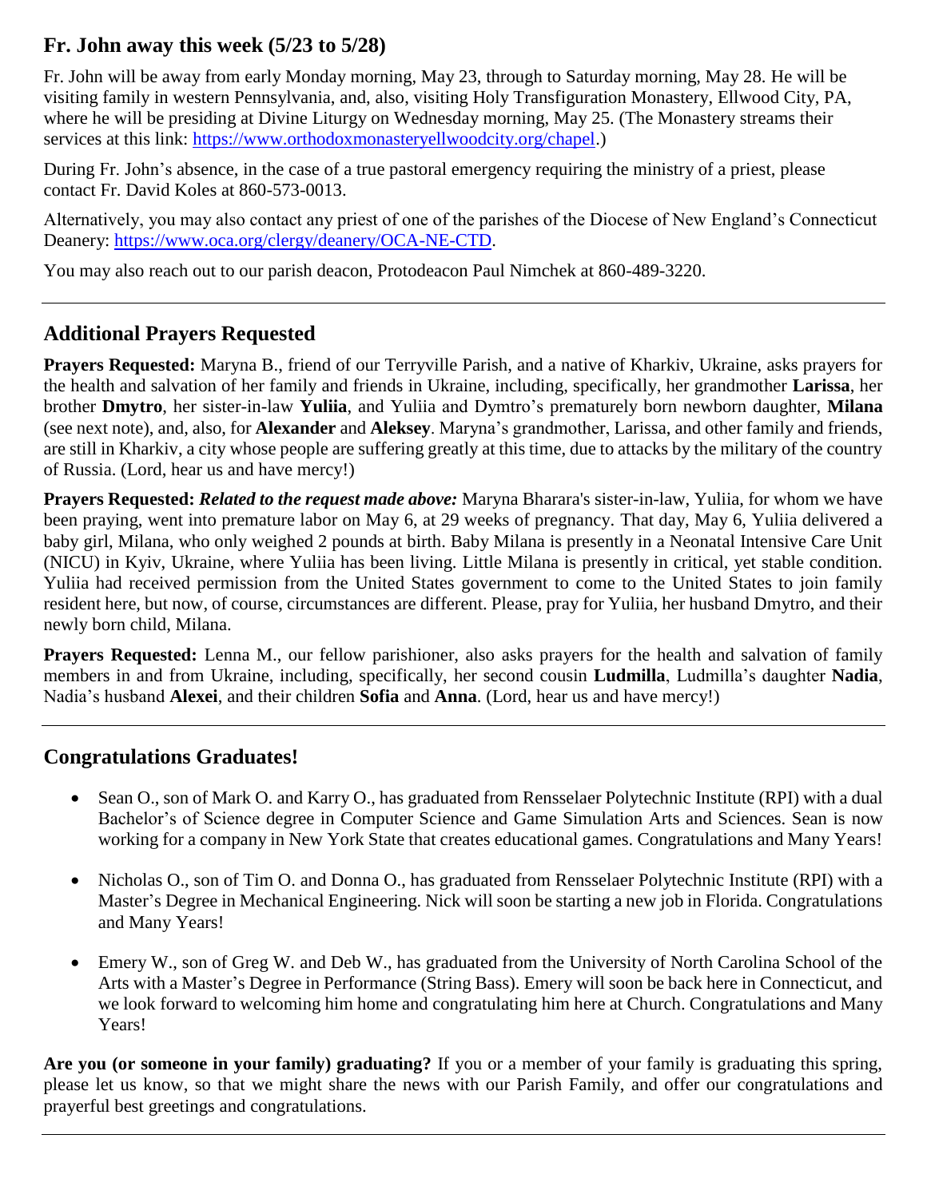## Fr. John away this week (5/23 to 5/28)

Fr. John will be away from early Monday morning, May 23, through to Saturday morning, May 28. He will be visiting family in western Pennsylvania, and, also, visiting Holy Transfiguration Monastery, Ellwood City, PA, where he will be presiding at Divine Liturgy on Wednesday morning, May 25. (The Monastery streams their services at this link: https://www.orthodoxmonasteryellwoodcity.org/chapel.)

During Fr. John's absence, in the case of a true pastoral emergency requiring the ministry of a priest, please contact Fr. David Koles at 860-573-0013.

Alternatively, you may also contact any priest of one of the parishes of the Diocese of New England's Connecticut Deanery: https://www.oca.org/clergy/deanery/OCA-NE-CTD.

You may also reach out to our parish deacon, Protodeacon Paul Nimchek at 860-489-3220.

---

## Additional Prayers Requested

**Prayers Requested:** Maryna B., friend of our Terryville Parish, and a native of Kharkiv, Ukraine, asks prayers for the health and salvation of her family and friends in Ukraine, including, specifically, her grandmother **Larissa**, her brother **Dmytro**, her sister-in-law **Yuliia**, and Yuliia and Dymtro's prematurely born newborn daughter, **Milana** (see next note), and, also, for **Alexander** and **Aleksey**. Maryna's grandmother, Larissa, and other family and friends, are still in Kharkiv, a city whose people are suffering greatly at this time, due to attacks by the military of the country of Russia. (Lord, hear us and have mercy!)

**Prayers Requested:** ***Related to the request made above:*** Maryna Bharara's sister-in-law, Yuliia, for whom we have been praying, went into premature labor on May 6, at 29 weeks of pregnancy. That day, May 6, Yuliia delivered a baby girl, Milana, who only weighed 2 pounds at birth. Baby Milana is presently in a Neonatal Intensive Care Unit (NICU) in Kyiv, Ukraine, where Yuliia has been living. Little Milana is presently in critical, yet stable condition. Yuliia had received permission from the United States government to come to the United States to join family resident here, but now, of course, circumstances are different. Please, pray for Yuliia, her husband Dmytro, and their newly born child, Milana.

**Prayers Requested:** Lenna M., our fellow parishioner, also asks prayers for the health and salvation of family members in and from Ukraine, including, specifically, her second cousin **Ludmilla**, Ludmilla's daughter **Nadia**, Nadia's husband **Alexei**, and their children **Sofia** and **Anna**. (Lord, hear us and have mercy!)

---

## Congratulations Graduates!

- Sean O., son of Mark O. and Karry O., has graduated from Rensselaer Polytechnic Institute (RPI) with a dual Bachelor's of Science degree in Computer Science and Game Simulation Arts and Sciences. Sean is now working for a company in New York State that creates educational games. Congratulations and Many Years!

- Nicholas O., son of Tim O. and Donna O., has graduated from Rensselaer Polytechnic Institute (RPI) with a Master's Degree in Mechanical Engineering. Nick will soon be starting a new job in Florida. Congratulations and Many Years!

- Emery W., son of Greg W. and Deb W., has graduated from the University of North Carolina School of the Arts with a Master's Degree in Performance (String Bass). Emery will soon be back here in Connecticut, and we look forward to welcoming him home and congratulating him here at Church. Congratulations and Many Years!

**Are you (or someone in your family) graduating?** If you or a member of your family is graduating this spring, please let us know, so that we might share the news with our Parish Family, and offer our congratulations and prayerful best greetings and congratulations.

---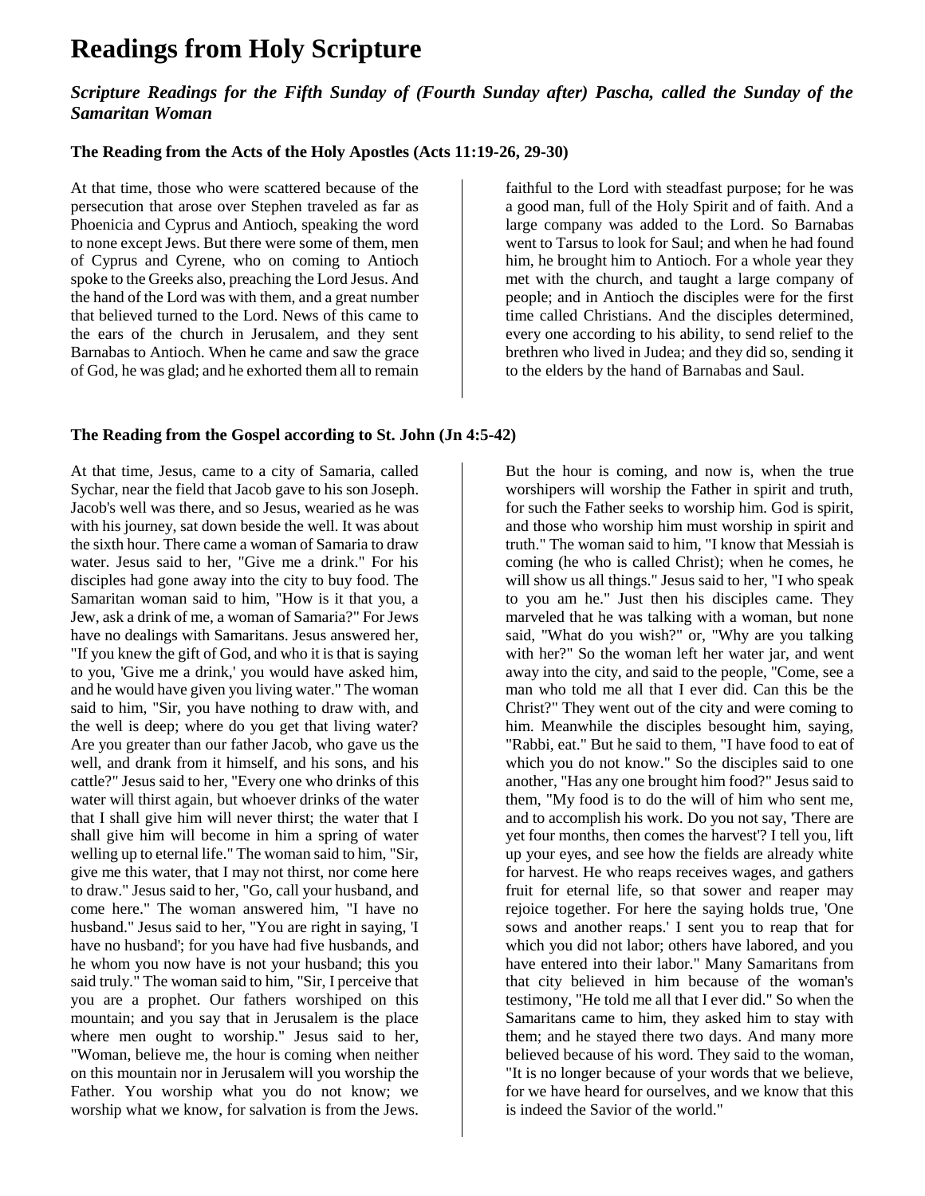# Readings from Holy Scripture

***Scripture Readings for the Fifth Sunday of (Fourth Sunday after) Pascha, called the Sunday of the Samaritan Woman***

### The Reading from the Acts of the Holy Apostles (Acts 11:19-26, 29-30)

At that time, those who were scattered because of the persecution that arose over Stephen traveled as far as Phoenicia and Cyprus and Antioch, speaking the word to none except Jews. But there were some of them, men of Cyprus and Cyrene, who on coming to Antioch spoke to the Greeks also, preaching the Lord Jesus. And the hand of the Lord was with them, and a great number that believed turned to the Lord. News of this came to the ears of the church in Jerusalem, and they sent Barnabas to Antioch. When he came and saw the grace of God, he was glad; and he exhorted them all to remain faithful to the Lord with steadfast purpose; for he was a good man, full of the Holy Spirit and of faith. And a large company was added to the Lord. So Barnabas went to Tarsus to look for Saul; and when he had found him, he brought him to Antioch. For a whole year they met with the church, and taught a large company of people; and in Antioch the disciples were for the first time called Christians. And the disciples determined, every one according to his ability, to send relief to the brethren who lived in Judea; and they did so, sending it to the elders by the hand of Barnabas and Saul.

### The Reading from the Gospel according to St. John (Jn 4:5-42)

At that time, Jesus, came to a city of Samaria, called Sychar, near the field that Jacob gave to his son Joseph. Jacob's well was there, and so Jesus, wearied as he was with his journey, sat down beside the well. It was about the sixth hour. There came a woman of Samaria to draw water. Jesus said to her, "Give me a drink." For his disciples had gone away into the city to buy food. The Samaritan woman said to him, "How is it that you, a Jew, ask a drink of me, a woman of Samaria?" For Jews have no dealings with Samaritans. Jesus answered her, "If you knew the gift of God, and who it is that is saying to you, 'Give me a drink,' you would have asked him, and he would have given you living water." The woman said to him, "Sir, you have nothing to draw with, and the well is deep; where do you get that living water? Are you greater than our father Jacob, who gave us the well, and drank from it himself, and his sons, and his cattle?" Jesus said to her, "Every one who drinks of this water will thirst again, but whoever drinks of the water that I shall give him will never thirst; the water that I shall give him will become in him a spring of water welling up to eternal life." The woman said to him, "Sir, give me this water, that I may not thirst, nor come here to draw." Jesus said to her, "Go, call your husband, and come here." The woman answered him, "I have no husband." Jesus said to her, "You are right in saying, 'I have no husband'; for you have had five husbands, and he whom you now have is not your husband; this you said truly." The woman said to him, "Sir, I perceive that you are a prophet. Our fathers worshiped on this mountain; and you say that in Jerusalem is the place where men ought to worship." Jesus said to her, "Woman, believe me, the hour is coming when neither on this mountain nor in Jerusalem will you worship the Father. You worship what you do not know; we worship what we know, for salvation is from the Jews. But the hour is coming, and now is, when the true worshipers will worship the Father in spirit and truth, for such the Father seeks to worship him. God is spirit, and those who worship him must worship in spirit and truth." The woman said to him, "I know that Messiah is coming (he who is called Christ); when he comes, he will show us all things." Jesus said to her, "I who speak to you am he." Just then his disciples came. They marveled that he was talking with a woman, but none said, "What do you wish?" or, "Why are you talking with her?" So the woman left her water jar, and went away into the city, and said to the people, "Come, see a man who told me all that I ever did. Can this be the Christ?" They went out of the city and were coming to him. Meanwhile the disciples besought him, saying, "Rabbi, eat." But he said to them, "I have food to eat of which you do not know." So the disciples said to one another, "Has any one brought him food?" Jesus said to them, "My food is to do the will of him who sent me, and to accomplish his work. Do you not say, 'There are yet four months, then comes the harvest'? I tell you, lift up your eyes, and see how the fields are already white for harvest. He who reaps receives wages, and gathers fruit for eternal life, so that sower and reaper may rejoice together. For here the saying holds true, 'One sows and another reaps.' I sent you to reap that for which you did not labor; others have labored, and you have entered into their labor." Many Samaritans from that city believed in him because of the woman's testimony, "He told me all that I ever did." So when the Samaritans came to him, they asked him to stay with them; and he stayed there two days. And many more believed because of his word. They said to the woman, "It is no longer because of your words that we believe, for we have heard for ourselves, and we know that this is indeed the Savior of the world."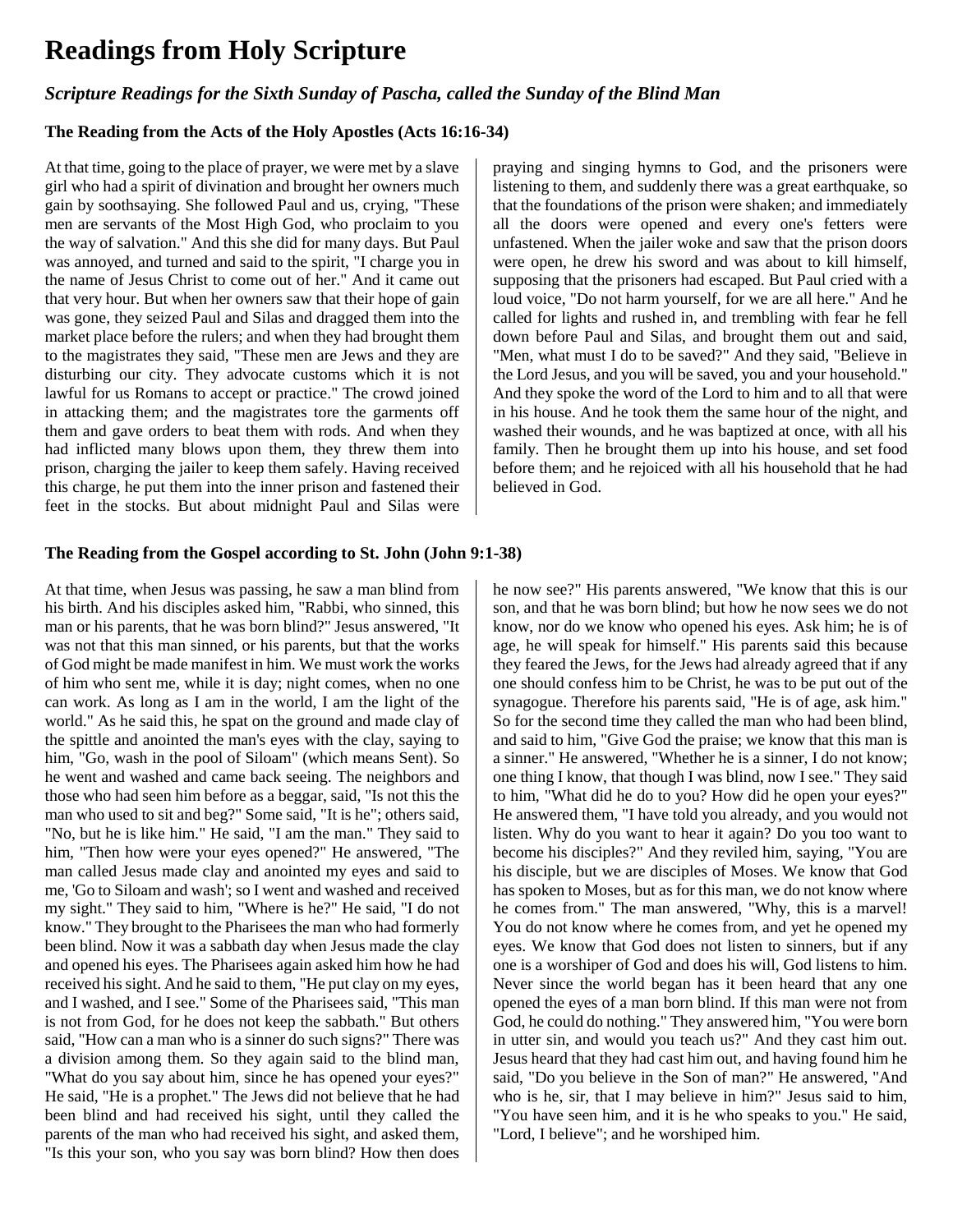# Readings from Holy Scripture

## *Scripture Readings for the Sixth Sunday of Pascha, called the Sunday of the Blind Man*

### The Reading from the Acts of the Holy Apostles (Acts 16:16-34)

At that time, going to the place of prayer, we were met by a slave girl who had a spirit of divination and brought her owners much gain by soothsaying. She followed Paul and us, crying, "These men are servants of the Most High God, who proclaim to you the way of salvation." And this she did for many days. But Paul was annoyed, and turned and said to the spirit, "I charge you in the name of Jesus Christ to come out of her." And it came out that very hour. But when her owners saw that their hope of gain was gone, they seized Paul and Silas and dragged them into the market place before the rulers; and when they had brought them to the magistrates they said, "These men are Jews and they are disturbing our city. They advocate customs which it is not lawful for us Romans to accept or practice." The crowd joined in attacking them; and the magistrates tore the garments off them and gave orders to beat them with rods. And when they had inflicted many blows upon them, they threw them into prison, charging the jailer to keep them safely. Having received this charge, he put them into the inner prison and fastened their feet in the stocks. But about midnight Paul and Silas were praying and singing hymns to God, and the prisoners were listening to them, and suddenly there was a great earthquake, so that the foundations of the prison were shaken; and immediately all the doors were opened and every one's fetters were unfastened. When the jailer woke and saw that the prison doors were open, he drew his sword and was about to kill himself, supposing that the prisoners had escaped. But Paul cried with a loud voice, "Do not harm yourself, for we are all here." And he called for lights and rushed in, and trembling with fear he fell down before Paul and Silas, and brought them out and said, "Men, what must I do to be saved?" And they said, "Believe in the Lord Jesus, and you will be saved, you and your household." And they spoke the word of the Lord to him and to all that were in his house. And he took them the same hour of the night, and washed their wounds, and he was baptized at once, with all his family. Then he brought them up into his house, and set food before them; and he rejoiced with all his household that he had believed in God.

### The Reading from the Gospel according to St. John (John 9:1-38)

At that time, when Jesus was passing, he saw a man blind from his birth. And his disciples asked him, "Rabbi, who sinned, this man or his parents, that he was born blind?" Jesus answered, "It was not that this man sinned, or his parents, but that the works of God might be made manifest in him. We must work the works of him who sent me, while it is day; night comes, when no one can work. As long as I am in the world, I am the light of the world." As he said this, he spat on the ground and made clay of the spittle and anointed the man's eyes with the clay, saying to him, "Go, wash in the pool of Siloam" (which means Sent). So he went and washed and came back seeing. The neighbors and those who had seen him before as a beggar, said, "Is not this the man who used to sit and beg?" Some said, "It is he"; others said, "No, but he is like him." He said, "I am the man." They said to him, "Then how were your eyes opened?" He answered, "The man called Jesus made clay and anointed my eyes and said to me, 'Go to Siloam and wash'; so I went and washed and received my sight." They said to him, "Where is he?" He said, "I do not know." They brought to the Pharisees the man who had formerly been blind. Now it was a sabbath day when Jesus made the clay and opened his eyes. The Pharisees again asked him how he had received his sight. And he said to them, "He put clay on my eyes, and I washed, and I see." Some of the Pharisees said, "This man is not from God, for he does not keep the sabbath." But others said, "How can a man who is a sinner do such signs?" There was a division among them. So they again said to the blind man, "What do you say about him, since he has opened your eyes?" He said, "He is a prophet." The Jews did not believe that he had been blind and had received his sight, until they called the parents of the man who had received his sight, and asked them, "Is this your son, who you say was born blind? How then does he now see?" His parents answered, "We know that this is our son, and that he was born blind; but how he now sees we do not know, nor do we know who opened his eyes. Ask him; he is of age, he will speak for himself." His parents said this because they feared the Jews, for the Jews had already agreed that if any one should confess him to be Christ, he was to be put out of the synagogue. Therefore his parents said, "He is of age, ask him." So for the second time they called the man who had been blind, and said to him, "Give God the praise; we know that this man is a sinner." He answered, "Whether he is a sinner, I do not know; one thing I know, that though I was blind, now I see." They said to him, "What did he do to you? How did he open your eyes?" He answered them, "I have told you already, and you would not listen. Why do you want to hear it again? Do you too want to become his disciples?" And they reviled him, saying, "You are his disciple, but we are disciples of Moses. We know that God has spoken to Moses, but as for this man, we do not know where he comes from." The man answered, "Why, this is a marvel! You do not know where he comes from, and yet he opened my eyes. We know that God does not listen to sinners, but if any one is a worshiper of God and does his will, God listens to him. Never since the world began has it been heard that any one opened the eyes of a man born blind. If this man were not from God, he could do nothing." They answered him, "You were born in utter sin, and would you teach us?" And they cast him out. Jesus heard that they had cast him out, and having found him he said, "Do you believe in the Son of man?" He answered, "And who is he, sir, that I may believe in him?" Jesus said to him, "You have seen him, and it is he who speaks to you." He said, "Lord, I believe"; and he worshiped him.